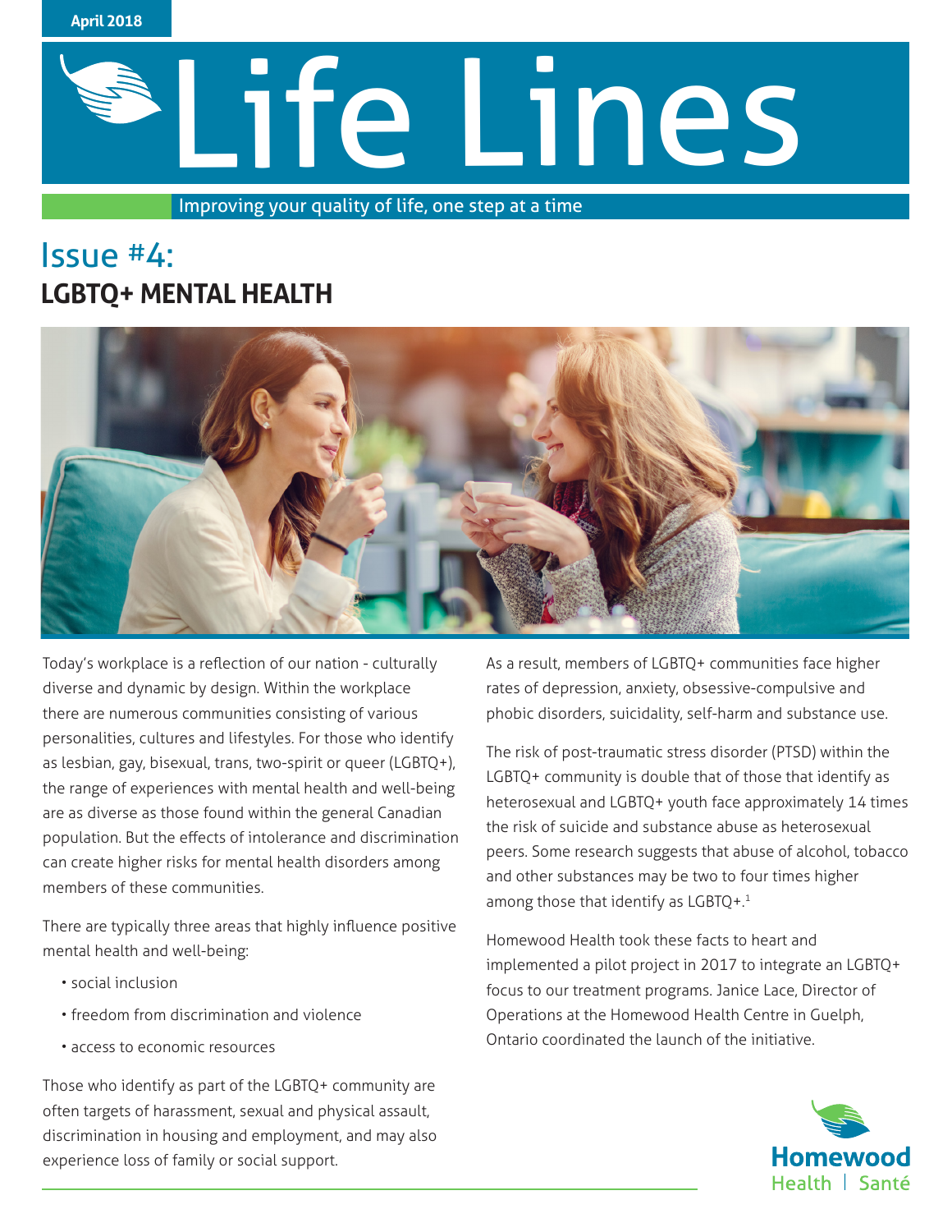April 2018

# Life Lines

Improving your quality of life, one step at a time

## Issue #4:

## LGBTQ+ MENTAL HEALTH

Today's workplace is a reflection of our nation - culturally diverse and dynamic by design. Within the workplace there are numerous communities consisting of various personalities, cultures and lifestyles. For those who identify as lesbian, gay, bisexual, trans, two-spirit or queer (LGBTQ+), the range of experiences with mental health and well-being are as diverse as those found within the general Canadian population. But the effects of intolerance and discrimination can create higher risks for mental health disorders among members of these communities.

There are typically three areas that highly influence positive mental health and well-being:

- social inclusion
- freedom from discrimination and violence
- access to economic resources

Those who identify as part of the LGBTQ+ community are often targets of harassment, sexual and physical assault, discrimination in housing and employment, and may also experience loss of family or social support.

As a result, members of LGBTQ+ communities face higher rates of depression, anxiety, obsessive-compulsive and phobic disorders, suicidality, self-harm and substance use.

The risk of post-traumatic stress disorder (PTSD) within the LGBTQ+ community is double that of those that identify as heterosexual and LGBTQ+ youth face approximately 14 times the risk of suicide and substance abuse as heterosexual peers. Some research suggests that abuse of alcohol, tobacco and other substances may be two to four times higher among those that identify as LGBTQ+.[1]

Homewood Health took these facts to heart and implemented a pilot project in 2017 to integrate an LGBTQ+ focus to our treatment programs. Janice Lace, Director of Operations at the Homewood Health Centre in Guelph, Ontario coordinated the launch of the initiative.

Homewood Health | Santé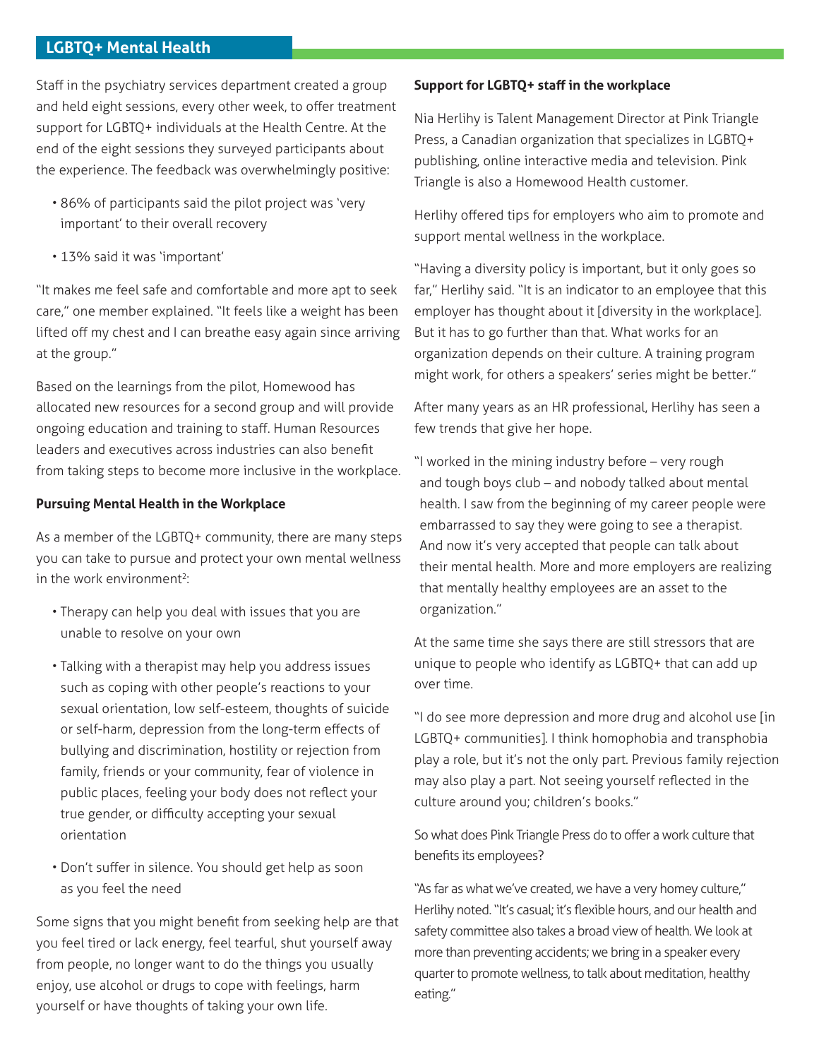## LGBTQ+ Mental Health

Staff in the psychiatry services department created a group and held eight sessions, every other week, to offer treatment support for LGBTQ+ individuals at the Health Centre. At the end of the eight sessions they surveyed participants about the experience. The feedback was overwhelmingly positive:

- 86% of participants said the pilot project was 'very important' to their overall recovery
- 13% said it was 'important'

"It makes me feel safe and comfortable and more apt to seek care," one member explained. "It feels like a weight has been lifted off my chest and I can breathe easy again since arriving at the group."

Based on the learnings from the pilot, Homewood has allocated new resources for a second group and will provide ongoing education and training to staff. Human Resources leaders and executives across industries can also benefit from taking steps to become more inclusive in the workplace.

**Pursuing Mental Health in the Workplace**

As a member of the LGBTQ+ community, there are many steps you can take to pursue and protect your own mental wellness in the work environment[2]:

- Therapy can help you deal with issues that you are unable to resolve on your own
- Talking with a therapist may help you address issues such as coping with other people's reactions to your sexual orientation, low self-esteem, thoughts of suicide or self-harm, depression from the long-term effects of bullying and discrimination, hostility or rejection from family, friends or your community, fear of violence in public places, feeling your body does not reflect your true gender, or difficulty accepting your sexual orientation
- Don't suffer in silence. You should get help as soon as you feel the need

Some signs that you might benefit from seeking help are that you feel tired or lack energy, feel tearful, shut yourself away from people, no longer want to do the things you usually enjoy, use alcohol or drugs to cope with feelings, harm yourself or have thoughts of taking your own life.

**Support for LGBTQ+ staff in the workplace**

Nia Herlihy is Talent Management Director at Pink Triangle Press, a Canadian organization that specializes in LGBTQ+ publishing, online interactive media and television. Pink Triangle is also a Homewood Health customer.

Herlihy offered tips for employers who aim to promote and support mental wellness in the workplace.

"Having a diversity policy is important, but it only goes so far," Herlihy said. "It is an indicator to an employee that this employer has thought about it [diversity in the workplace]. But it has to go further than that. What works for an organization depends on their culture. A training program might work, for others a speakers' series might be better."

After many years as an HR professional, Herlihy has seen a few trends that give her hope.

"I worked in the mining industry before – very rough and tough boys club – and nobody talked about mental health. I saw from the beginning of my career people were embarrassed to say they were going to see a therapist. And now it's very accepted that people can talk about their mental health. More and more employers are realizing that mentally healthy employees are an asset to the organization."

At the same time she says there are still stressors that are unique to people who identify as LGBTQ+ that can add up over time.

"I do see more depression and more drug and alcohol use [in LGBTQ+ communities]. I think homophobia and transphobia play a role, but it's not the only part. Previous family rejection may also play a part. Not seeing yourself reflected in the culture around you; children's books."

So what does Pink Triangle Press do to offer a work culture that benefits its employees?

"As far as what we've created, we have a very homey culture," Herlihy noted. "It's casual; it's flexible hours, and our health and safety committee also takes a broad view of health. We look at more than preventing accidents; we bring in a speaker every quarter to promote wellness, to talk about meditation, healthy eating."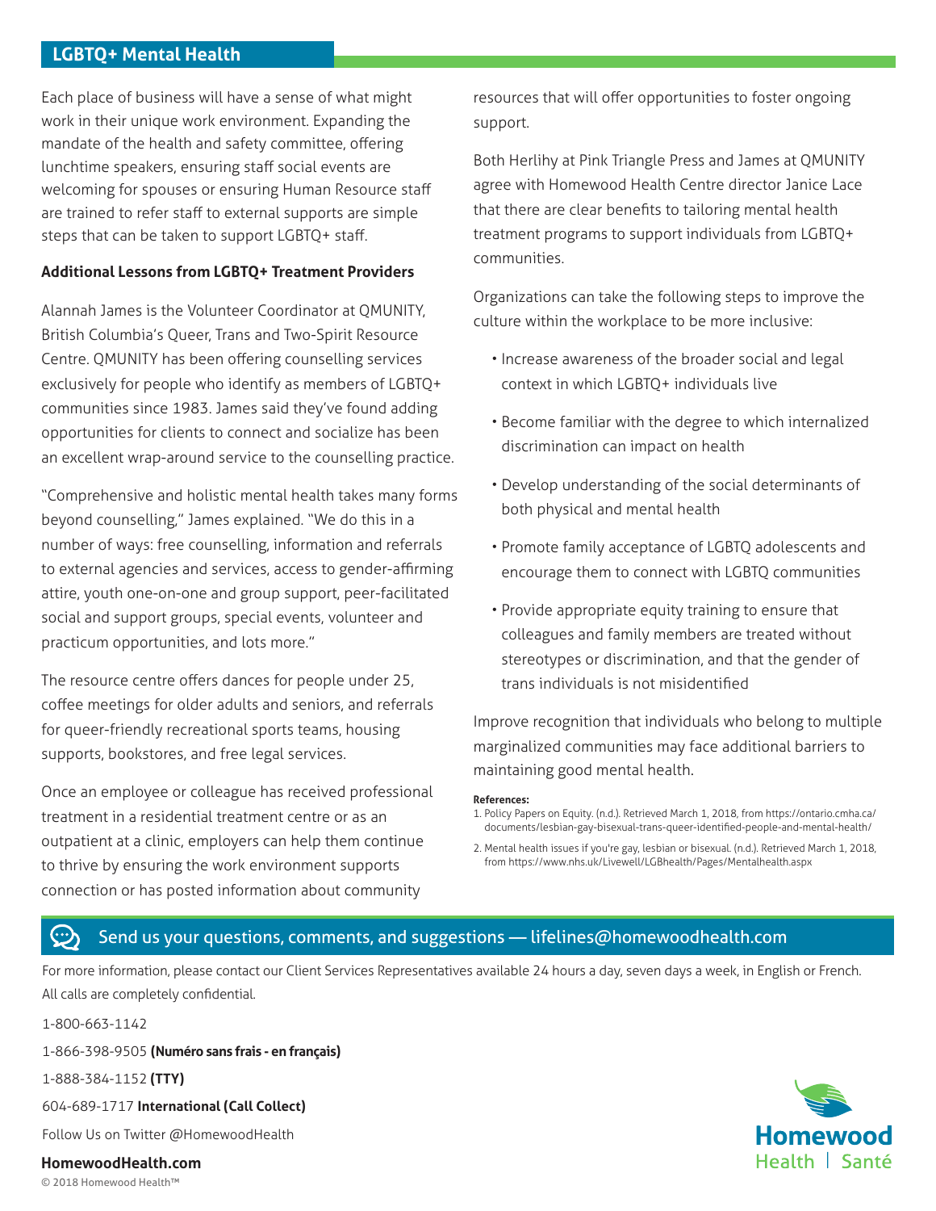## LGBTQ+ Mental Health

Each place of business will have a sense of what might work in their unique work environment. Expanding the mandate of the health and safety committee, offering lunchtime speakers, ensuring staff social events are welcoming for spouses or ensuring Human Resource staff are trained to refer staff to external supports are simple steps that can be taken to support LGBTQ+ staff.

**Additional Lessons from LGBTQ+ Treatment Providers**

Alannah James is the Volunteer Coordinator at QMUNITY, British Columbia's Queer, Trans and Two-Spirit Resource Centre. QMUNITY has been offering counselling services exclusively for people who identify as members of LGBTQ+ communities since 1983. James said they've found adding opportunities for clients to connect and socialize has been an excellent wrap-around service to the counselling practice.

"Comprehensive and holistic mental health takes many forms beyond counselling," James explained. "We do this in a number of ways: free counselling, information and referrals to external agencies and services, access to gender-affirming attire, youth one-on-one and group support, peer-facilitated social and support groups, special events, volunteer and practicum opportunities, and lots more."

The resource centre offers dances for people under 25, coffee meetings for older adults and seniors, and referrals for queer-friendly recreational sports teams, housing supports, bookstores, and free legal services.

Once an employee or colleague has received professional treatment in a residential treatment centre or as an outpatient at a clinic, employers can help them continue to thrive by ensuring the work environment supports connection or has posted information about community resources that will offer opportunities to foster ongoing support.

Both Herlihy at Pink Triangle Press and James at QMUNITY agree with Homewood Health Centre director Janice Lace that there are clear benefits to tailoring mental health treatment programs to support individuals from LGBTQ+ communities.

Organizations can take the following steps to improve the culture within the workplace to be more inclusive:

- Increase awareness of the broader social and legal context in which LGBTQ+ individuals live
- Become familiar with the degree to which internalized discrimination can impact on health
- Develop understanding of the social determinants of both physical and mental health
- Promote family acceptance of LGBTQ adolescents and encourage them to connect with LGBTQ communities
- Provide appropriate equity training to ensure that colleagues and family members are treated without stereotypes or discrimination, and that the gender of trans individuals is not misidentified

Improve recognition that individuals who belong to multiple marginalized communities may face additional barriers to maintaining good mental health.

**References:**

1. Policy Papers on Equity. (n.d.). Retrieved March 1, 2018, from https://ontario.cmha.ca/documents/lesbian-gay-bisexual-trans-queer-identified-people-and-mental-health/
2. Mental health issues if you're gay, lesbian or bisexual. (n.d.). Retrieved March 1, 2018, from https://www.nhs.uk/Livewell/LGBhealth/Pages/Mentalhealth.aspx

Send us your questions, comments, and suggestions — lifelines@homewoodhealth.com

For more information, please contact our Client Services Representatives available 24 hours a day, seven days a week, in English or French. All calls are completely confidential.

1-800-663-1142

1-866-398-9505 **(Numéro sans frais - en français)**

1-888-384-1152 **(TTY)**

604-689-1717 **International (Call Collect)**

Follow Us on Twitter @HomewoodHealth

**HomewoodHealth.com**

© 2018 Homewood Health™

Homewood Health | Santé